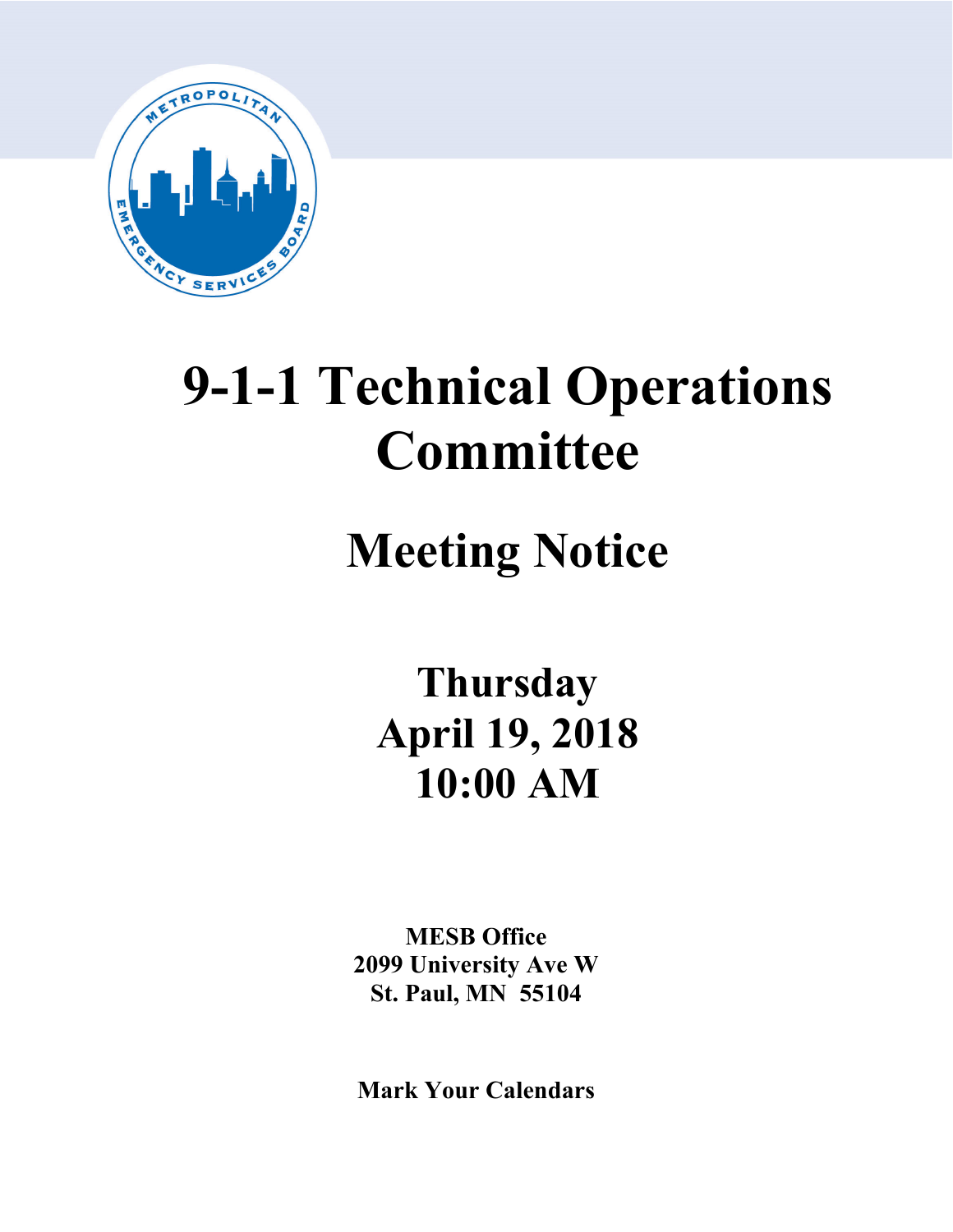# 9-1-1 Technical Operations Committee

## Meeting Notice

### Thursday
### April 19, 2018
### 10:00 AM

**MESB Office**
**2099 University Ave W**
**St. Paul, MN 55104**

**Mark Your Calendars**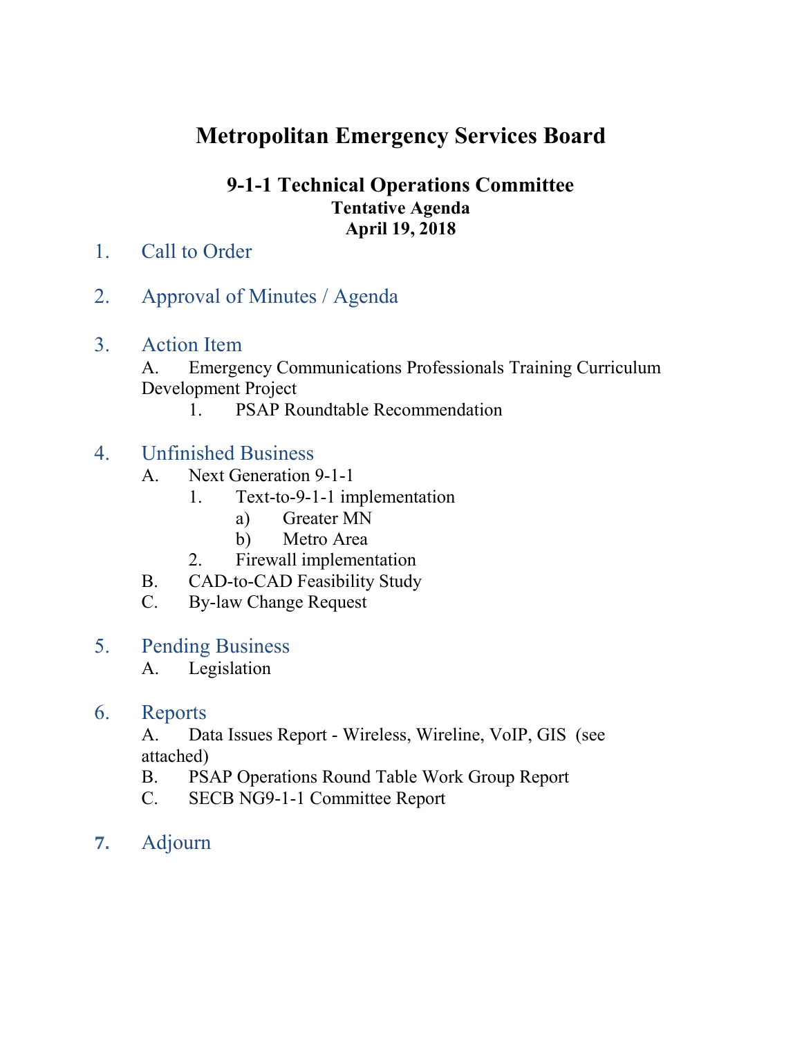# Metropolitan Emergency Services Board

## 9-1-1 Technical Operations Committee

**Tentative Agenda**
**April 19, 2018**

1. Call to Order

2. Approval of Minutes / Agenda

3. Action Item
   - A. Emergency Communications Professionals Training Curriculum Development Project
     1. PSAP Roundtable Recommendation

4. Unfinished Business
   - A. Next Generation 9-1-1
     1. Text-to-9-1-1 implementation
        - a) Greater MN
        - b) Metro Area
     2. Firewall implementation
   - B. CAD-to-CAD Feasibility Study
   - C. By-law Change Request

5. Pending Business
   - A. Legislation

6. Reports
   - A. Data Issues Report - Wireless, Wireline, VoIP, GIS (see attached)
   - B. PSAP Operations Round Table Work Group Report
   - C. SECB NG9-1-1 Committee Report

7. Adjourn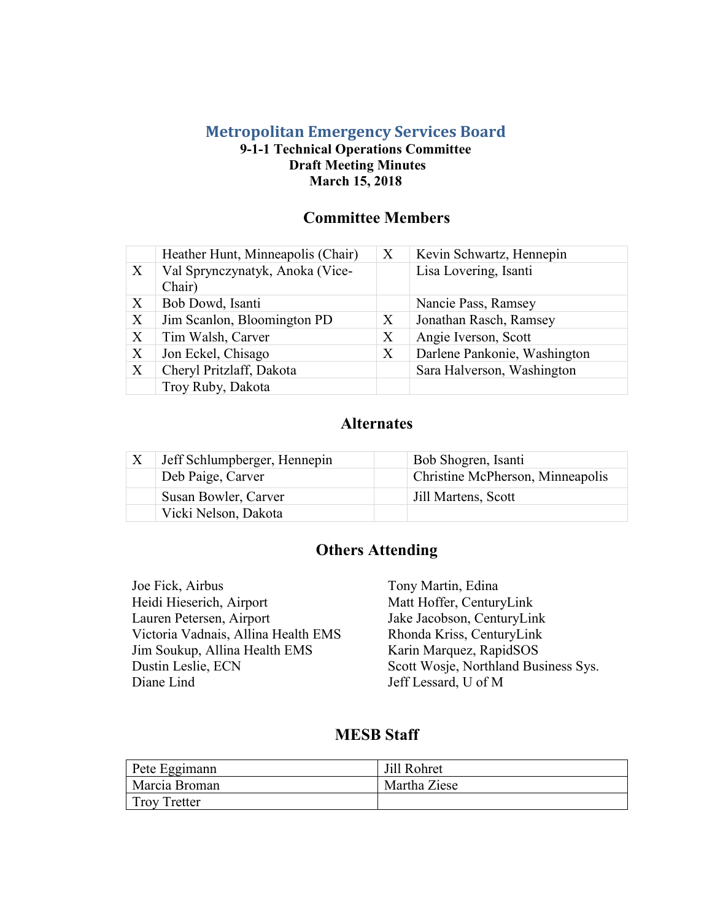# Metropolitan Emergency Services Board

**9-1-1 Technical Operations Committee**
**Draft Meeting Minutes**
**March 15, 2018**

## Committee Members

| | | | |
|---|---|---|---|
| | Heather Hunt, Minneapolis (Chair) | X | Kevin Schwartz, Hennepin |
| X | Val Sprynczynatyk, Anoka (Vice-Chair) | | Lisa Lovering, Isanti |
| X | Bob Dowd, Isanti | | Nancie Pass, Ramsey |
| X | Jim Scanlon, Bloomington PD | X | Jonathan Rasch, Ramsey |
| X | Tim Walsh, Carver | X | Angie Iverson, Scott |
| X | Jon Eckel, Chisago | X | Darlene Pankonie, Washington |
| X | Cheryl Pritzlaff, Dakota | | Sara Halverson, Washington |
| | Troy Ruby, Dakota | | |

## Alternates

| | | | |
|---|---|---|---|
| X | Jeff Schlumpberger, Hennepin | | Bob Shogren, Isanti |
| | Deb Paige, Carver | | Christine McPherson, Minneapolis |
| | Susan Bowler, Carver | | Jill Martens, Scott |
| | Vicki Nelson, Dakota | | |

## Others Attending

Joe Fick, Airbus
Heidi Hieserich, Airport
Lauren Petersen, Airport
Victoria Vadnais, Allina Health EMS
Jim Soukup, Allina Health EMS
Dustin Leslie, ECN
Diane Lind
Tony Martin, Edina
Matt Hoffer, CenturyLink
Jake Jacobson, CenturyLink
Rhonda Kriss, CenturyLink
Karin Marquez, RapidSOS
Scott Wosje, Northland Business Sys.
Jeff Lessard, U of M

## MESB Staff

| | |
|---|---|
| Pete Eggimann | Jill Rohret |
| Marcia Broman | Martha Ziese |
| Troy Tretter | |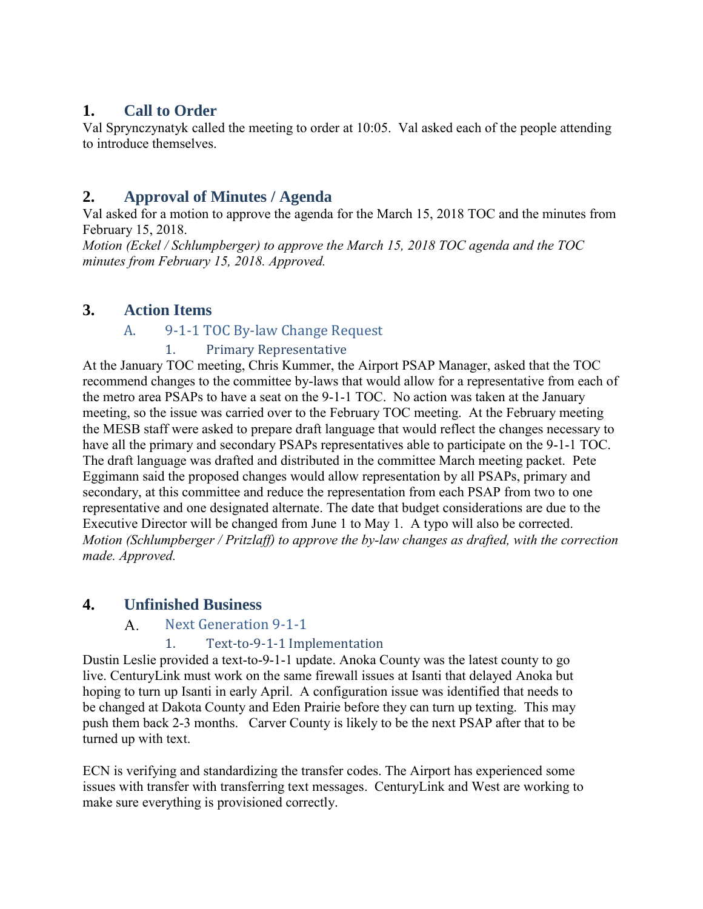## 1. Call to Order

Val Sprynczynatyk called the meeting to order at 10:05. Val asked each of the people attending to introduce themselves.

## 2. Approval of Minutes / Agenda

Val asked for a motion to approve the agenda for the March 15, 2018 TOC and the minutes from February 15, 2018.

*Motion (Eckel / Schlumpberger) to approve the March 15, 2018 TOC agenda and the TOC minutes from February 15, 2018. Approved.*

## 3. Action Items

### A. 9-1-1 TOC By-law Change Request

#### 1. Primary Representative

At the January TOC meeting, Chris Kummer, the Airport PSAP Manager, asked that the TOC recommend changes to the committee by-laws that would allow for a representative from each of the metro area PSAPs to have a seat on the 9-1-1 TOC. No action was taken at the January meeting, so the issue was carried over to the February TOC meeting. At the February meeting the MESB staff were asked to prepare draft language that would reflect the changes necessary to have all the primary and secondary PSAPs representatives able to participate on the 9-1-1 TOC. The draft language was drafted and distributed in the committee March meeting packet. Pete Eggimann said the proposed changes would allow representation by all PSAPs, primary and secondary, at this committee and reduce the representation from each PSAP from two to one representative and one designated alternate. The date that budget considerations are due to the Executive Director will be changed from June 1 to May 1. A typo will also be corrected.

*Motion (Schlumpberger / Pritzlaff) to approve the by-law changes as drafted, with the correction made. Approved.*

## 4. Unfinished Business

### A. Next Generation 9-1-1

#### 1. Text-to-9-1-1 Implementation

Dustin Leslie provided a text-to-9-1-1 update. Anoka County was the latest county to go live. CenturyLink must work on the same firewall issues at Isanti that delayed Anoka but hoping to turn up Isanti in early April. A configuration issue was identified that needs to be changed at Dakota County and Eden Prairie before they can turn up texting. This may push them back 2-3 months. Carver County is likely to be the next PSAP after that to be turned up with text.

ECN is verifying and standardizing the transfer codes. The Airport has experienced some issues with transfer with transferring text messages. CenturyLink and West are working to make sure everything is provisioned correctly.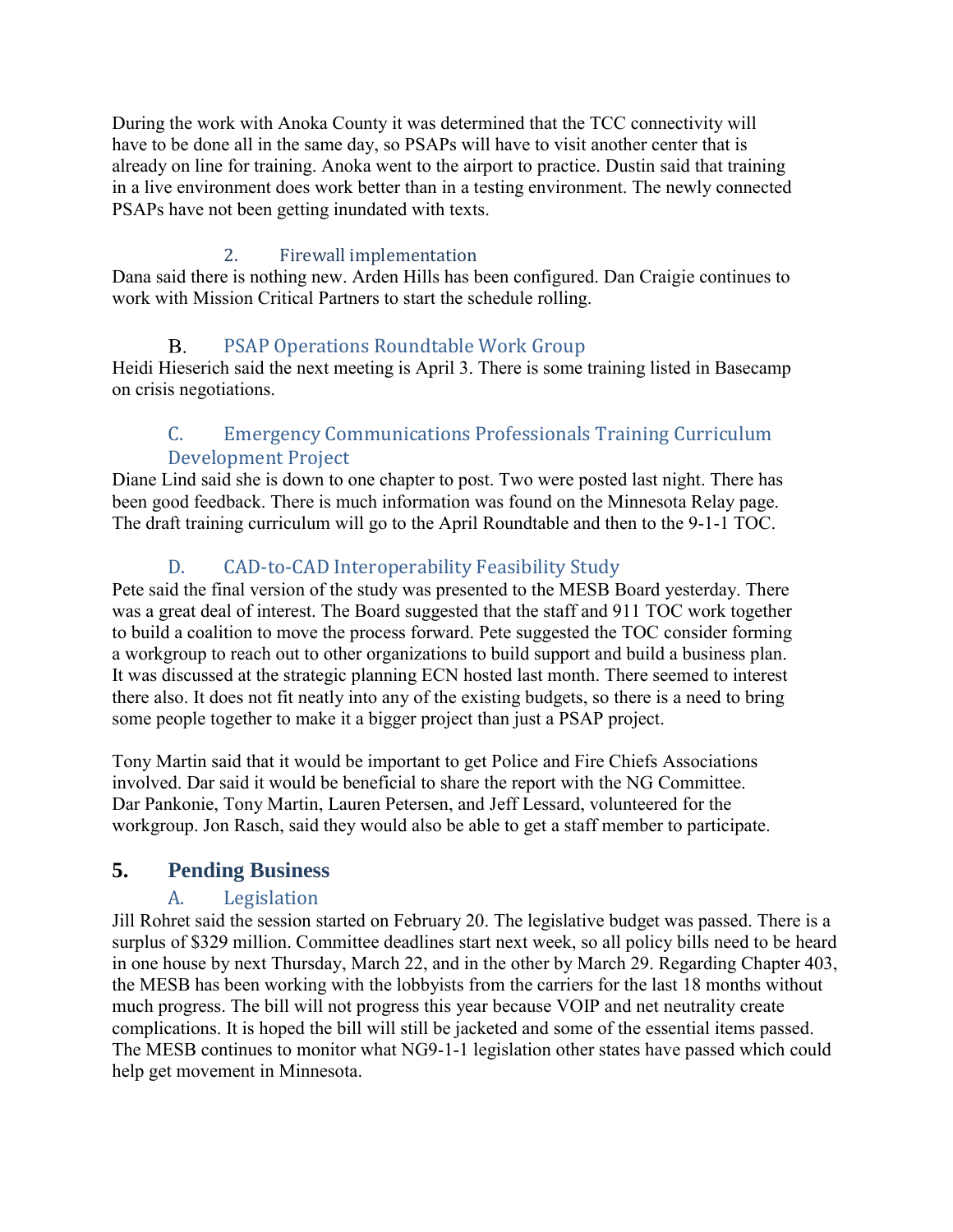During the work with Anoka County it was determined that the TCC connectivity will have to be done all in the same day, so PSAPs will have to visit another center that is already on line for training. Anoka went to the airport to practice. Dustin said that training in a live environment does work better than in a testing environment. The newly connected PSAPs have not been getting inundated with texts.

#### 2. Firewall implementation

Dana said there is nothing new. Arden Hills has been configured. Dan Craigie continues to work with Mission Critical Partners to start the schedule rolling.

### B. PSAP Operations Roundtable Work Group

Heidi Hieserich said the next meeting is April 3. There is some training listed in Basecamp on crisis negotiations.

### C. Emergency Communications Professionals Training Curriculum Development Project

Diane Lind said she is down to one chapter to post. Two were posted last night. There has been good feedback. There is much information was found on the Minnesota Relay page. The draft training curriculum will go to the April Roundtable and then to the 9-1-1 TOC.

### D. CAD-to-CAD Interoperability Feasibility Study

Pete said the final version of the study was presented to the MESB Board yesterday. There was a great deal of interest. The Board suggested that the staff and 911 TOC work together to build a coalition to move the process forward. Pete suggested the TOC consider forming a workgroup to reach out to other organizations to build support and build a business plan. It was discussed at the strategic planning ECN hosted last month. There seemed to interest there also. It does not fit neatly into any of the existing budgets, so there is a need to bring some people together to make it a bigger project than just a PSAP project.

Tony Martin said that it would be important to get Police and Fire Chiefs Associations involved. Dar said it would be beneficial to share the report with the NG Committee. Dar Pankonie, Tony Martin, Lauren Petersen, and Jeff Lessard, volunteered for the workgroup. Jon Rasch, said they would also be able to get a staff member to participate.

## 5. Pending Business

### A. Legislation

Jill Rohret said the session started on February 20. The legislative budget was passed. There is a surplus of $329 million. Committee deadlines start next week, so all policy bills need to be heard in one house by next Thursday, March 22, and in the other by March 29. Regarding Chapter 403, the MESB has been working with the lobbyists from the carriers for the last 18 months without much progress. The bill will not progress this year because VOIP and net neutrality create complications. It is hoped the bill will still be jacketed and some of the essential items passed. The MESB continues to monitor what NG9-1-1 legislation other states have passed which could help get movement in Minnesota.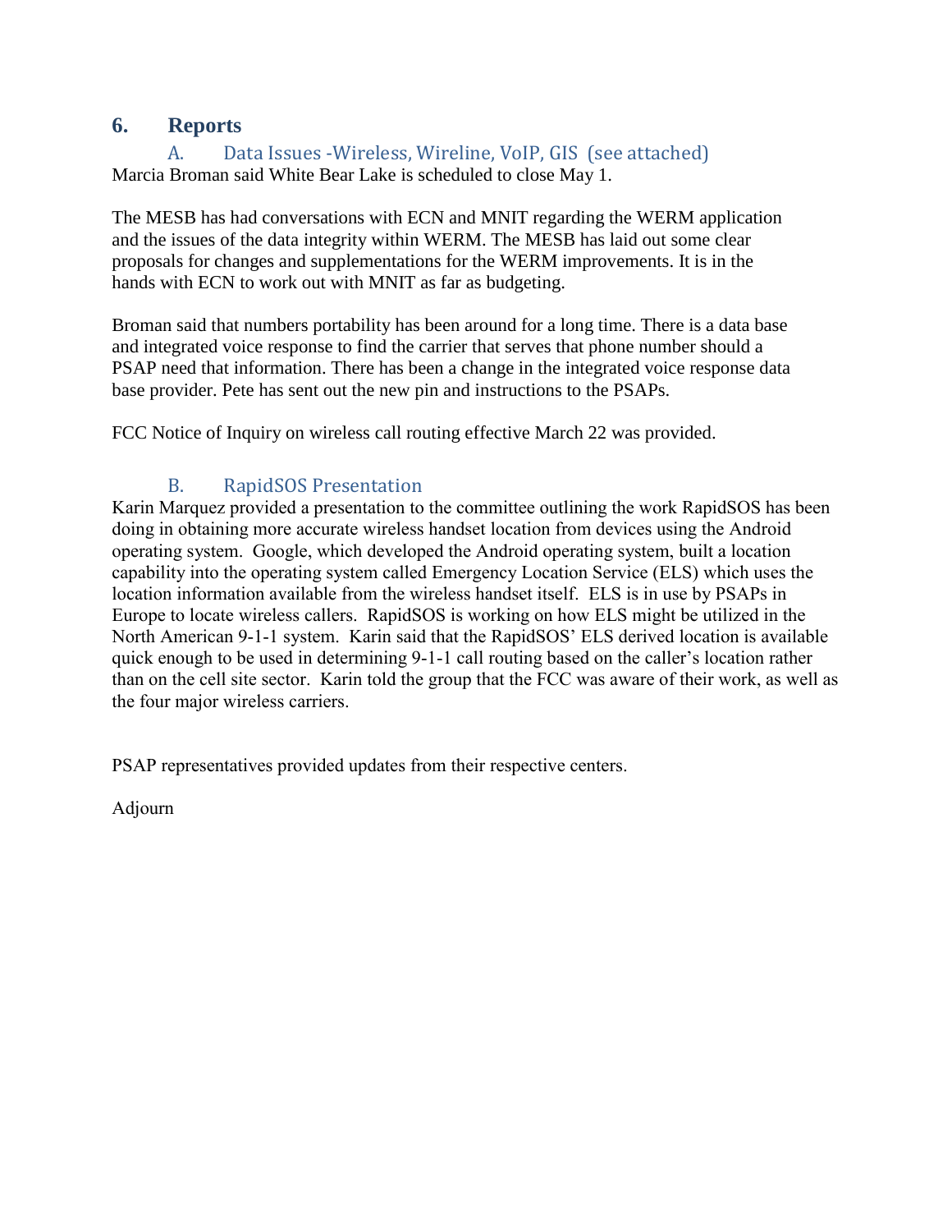## 6. Reports

### A. Data Issues -Wireless, Wireline, VoIP, GIS (see attached)

Marcia Broman said White Bear Lake is scheduled to close May 1.

The MESB has had conversations with ECN and MNIT regarding the WERM application and the issues of the data integrity within WERM. The MESB has laid out some clear proposals for changes and supplementations for the WERM improvements. It is in the hands with ECN to work out with MNIT as far as budgeting.

Broman said that numbers portability has been around for a long time. There is a data base and integrated voice response to find the carrier that serves that phone number should a PSAP need that information. There has been a change in the integrated voice response data base provider. Pete has sent out the new pin and instructions to the PSAPs.

FCC Notice of Inquiry on wireless call routing effective March 22 was provided.

### B. RapidSOS Presentation

Karin Marquez provided a presentation to the committee outlining the work RapidSOS has been doing in obtaining more accurate wireless handset location from devices using the Android operating system. Google, which developed the Android operating system, built a location capability into the operating system called Emergency Location Service (ELS) which uses the location information available from the wireless handset itself. ELS is in use by PSAPs in Europe to locate wireless callers. RapidSOS is working on how ELS might be utilized in the North American 9-1-1 system. Karin said that the RapidSOS' ELS derived location is available quick enough to be used in determining 9-1-1 call routing based on the caller's location rather than on the cell site sector. Karin told the group that the FCC was aware of their work, as well as the four major wireless carriers.

PSAP representatives provided updates from their respective centers.

Adjourn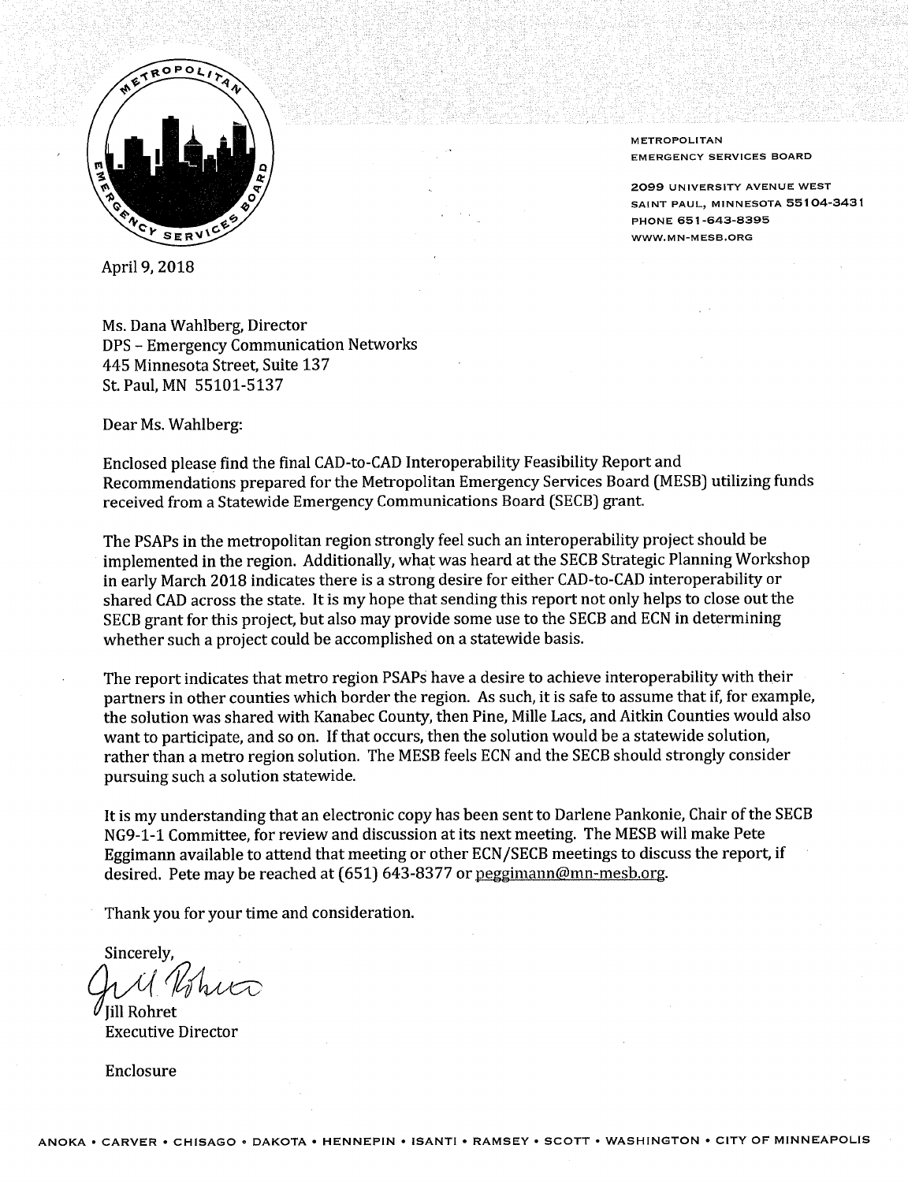METROPOLITAN
EMERGENCY SERVICES BOARD

2099 UNIVERSITY AVENUE WEST
SAINT PAUL, MINNESOTA 55104-3431
PHONE 651-643-8395
WWW.MN-MESB.ORG

April 9, 2018

Ms. Dana Wahlberg, Director
DPS – Emergency Communication Networks
445 Minnesota Street, Suite 137
St. Paul, MN 55101-5137

Dear Ms. Wahlberg:

Enclosed please find the final CAD-to-CAD Interoperability Feasibility Report and Recommendations prepared for the Metropolitan Emergency Services Board (MESB) utilizing funds received from a Statewide Emergency Communications Board (SECB) grant.

The PSAPs in the metropolitan region strongly feel such an interoperability project should be implemented in the region. Additionally, what was heard at the SECB Strategic Planning Workshop in early March 2018 indicates there is a strong desire for either CAD-to-CAD interoperability or shared CAD across the state. It is my hope that sending this report not only helps to close out the SECB grant for this project, but also may provide some use to the SECB and ECN in determining whether such a project could be accomplished on a statewide basis.

The report indicates that metro region PSAPs have a desire to achieve interoperability with their partners in other counties which border the region. As such, it is safe to assume that if, for example, the solution was shared with Kanabec County, then Pine, Mille Lacs, and Aitkin Counties would also want to participate, and so on. If that occurs, then the solution would be a statewide solution, rather than a metro region solution. The MESB feels ECN and the SECB should strongly consider pursuing such a solution statewide.

It is my understanding that an electronic copy has been sent to Darlene Pankonie, Chair of the SECB NG9-1-1 Committee, for review and discussion at its next meeting. The MESB will make Pete Eggimann available to attend that meeting or other ECN/SECB meetings to discuss the report, if desired. Pete may be reached at (651) 643-8377 or peggimann@mn-mesb.org.

Thank you for your time and consideration.

Sincerely,

Jill Rohret
Executive Director

Enclosure

ANOKA • CARVER • CHISAGO • DAKOTA • HENNEPIN • ISANTI • RAMSEY • SCOTT • WASHINGTON • CITY OF MINNEAPOLIS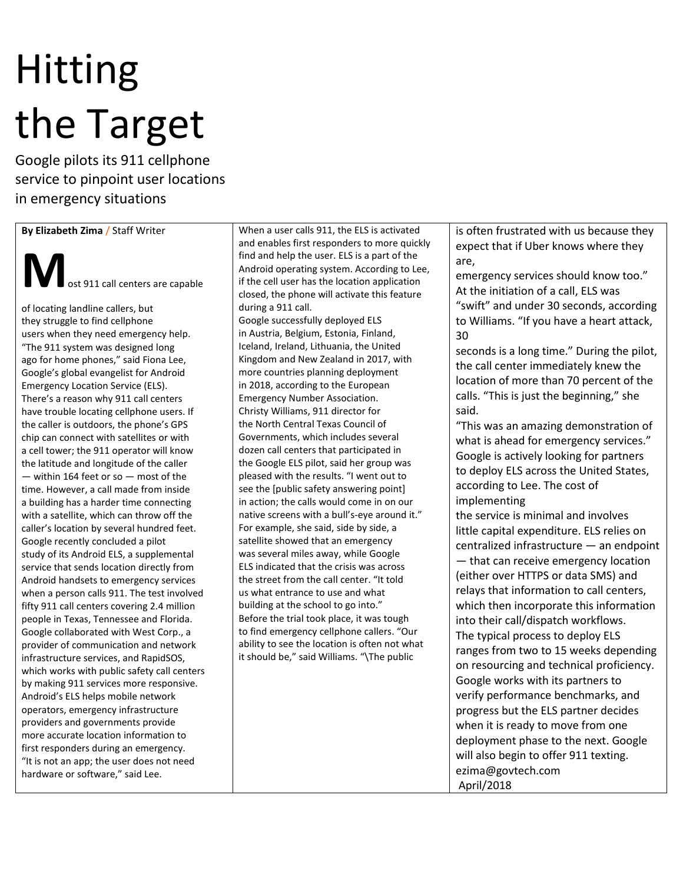# Hitting the Target

Google pilots its 911 cellphone service to pinpoint user locations in emergency situations

**By Elizabeth Zima** / Staff Writer

Most 911 call centers are capable of locating landline callers, but they struggle to find cellphone users when they need emergency help. "The 911 system was designed long ago for home phones," said Fiona Lee, Google's global evangelist for Android Emergency Location Service (ELS).

There's a reason why 911 call centers have trouble locating cellphone users. If the caller is outdoors, the phone's GPS chip can connect with satellites or with a cell tower; the 911 operator will know the latitude and longitude of the caller — within 164 feet or so — most of the time. However, a call made from inside a building has a harder time connecting with a satellite, which can throw off the caller's location by several hundred feet.

Google recently concluded a pilot study of its Android ELS, a supplemental service that sends location directly from Android handsets to emergency services when a person calls 911. The test involved fifty 911 call centers covering 2.4 million people in Texas, Tennessee and Florida. Google collaborated with West Corp., a provider of communication and network infrastructure services, and RapidSOS, which works with public safety call centers by making 911 services more responsive.

Android's ELS helps mobile network operators, emergency infrastructure providers and governments provide more accurate location information to first responders during an emergency.

"It is not an app; the user does not need hardware or software," said Lee. When a user calls 911, the ELS is activated and enables first responders to more quickly find and help the user. ELS is a part of the Android operating system. According to Lee, if the cell user has the location application closed, the phone will activate this feature during a 911 call.

Google successfully deployed ELS in Austria, Belgium, Estonia, Finland, Iceland, Ireland, Lithuania, the United Kingdom and New Zealand in 2017, with more countries planning deployment in 2018, according to the European Emergency Number Association.

Christy Williams, 911 director for the North Central Texas Council of Governments, which includes several dozen call centers that participated in the Google ELS pilot, said her group was pleased with the results. "I went out to see the [public safety answering point] in action; the calls would come in on our native screens with a bull's-eye around it." For example, she said, side by side, a satellite showed that an emergency was several miles away, while Google ELS indicated that the crisis was across the street from the call center. "It told us what entrance to use and what building at the school to go into."

Before the trial took place, it was tough to find emergency cellphone callers. "Our ability to see the location is often not what it should be," said Williams. "\The public is often frustrated with us because they expect that if Uber knows where they are, emergency services should know too."

At the initiation of a call, ELS was "swift" and under 30 seconds, according to Williams. "If you have a heart attack, 30 seconds is a long time." During the pilot, the call center immediately knew the location of more than 70 percent of the calls. "This is just the beginning," she said.

"This was an amazing demonstration of what is ahead for emergency services."

Google is actively looking for partners to deploy ELS across the United States, according to Lee. The cost of implementing the service is minimal and involves little capital expenditure. ELS relies on centralized infrastructure — an endpoint — that can receive emergency location (either over HTTPS or data SMS) and relays that information to call centers, which then incorporate this information into their call/dispatch workflows.

The typical process to deploy ELS ranges from two to 15 weeks depending on resourcing and technical proficiency. Google works with its partners to verify performance benchmarks, and progress but the ELS partner decides when it is ready to move from one deployment phase to the next. Google will also begin to offer 911 texting.

ezima@govtech.com

April/2018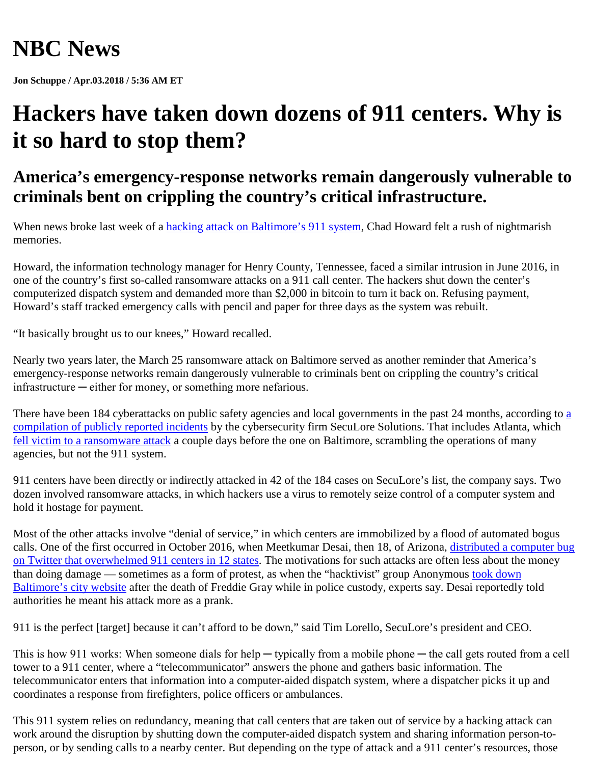# NBC News

**Jon Schuppe / Apr.03.2018 / 5:36 AM ET**

# Hackers have taken down dozens of 911 centers. Why is it so hard to stop them?

## America's emergency-response networks remain dangerously vulnerable to criminals bent on crippling the country's critical infrastructure.

When news broke last week of a hacking attack on Baltimore's 911 system, Chad Howard felt a rush of nightmarish memories.

Howard, the information technology manager for Henry County, Tennessee, faced a similar intrusion in June 2016, in one of the country's first so-called ransomware attacks on a 911 call center. The hackers shut down the center's computerized dispatch system and demanded more than $2,000 in bitcoin to turn it back on. Refusing payment, Howard's staff tracked emergency calls with pencil and paper for three days as the system was rebuilt.

"It basically brought us to our knees," Howard recalled.

Nearly two years later, the March 25 ransomware attack on Baltimore served as another reminder that America's emergency-response networks remain dangerously vulnerable to criminals bent on crippling the country's critical infrastructure ─ either for money, or something more nefarious.

There have been 184 cyberattacks on public safety agencies and local governments in the past 24 months, according to a compilation of publicly reported incidents by the cybersecurity firm SecuLore Solutions. That includes Atlanta, which fell victim to a ransomware attack a couple days before the one on Baltimore, scrambling the operations of many agencies, but not the 911 system.

911 centers have been directly or indirectly attacked in 42 of the 184 cases on SecuLore's list, the company says. Two dozen involved ransomware attacks, in which hackers use a virus to remotely seize control of a computer system and hold it hostage for payment.

Most of the other attacks involve "denial of service," in which centers are immobilized by a flood of automated bogus calls. One of the first occurred in October 2016, when Meetkumar Desai, then 18, of Arizona, distributed a computer bug on Twitter that overwhelmed 911 centers in 12 states. The motivations for such attacks are often less about the money than doing damage — sometimes as a form of protest, as when the "hacktivist" group Anonymous took down Baltimore's city website after the death of Freddie Gray while in police custody, experts say. Desai reportedly told authorities he meant his attack more as a prank.

911 is the perfect [target] because it can't afford to be down," said Tim Lorello, SecuLore's president and CEO.

This is how 911 works: When someone dials for help ─ typically from a mobile phone ─ the call gets routed from a cell tower to a 911 center, where a "telecommunicator" answers the phone and gathers basic information. The telecommunicator enters that information into a computer-aided dispatch system, where a dispatcher picks it up and coordinates a response from firefighters, police officers or ambulances.

This 911 system relies on redundancy, meaning that call centers that are taken out of service by a hacking attack can work around the disruption by shutting down the computer-aided dispatch system and sharing information person-to-person, or by sending calls to a nearby center. But depending on the type of attack and a 911 center's resources, those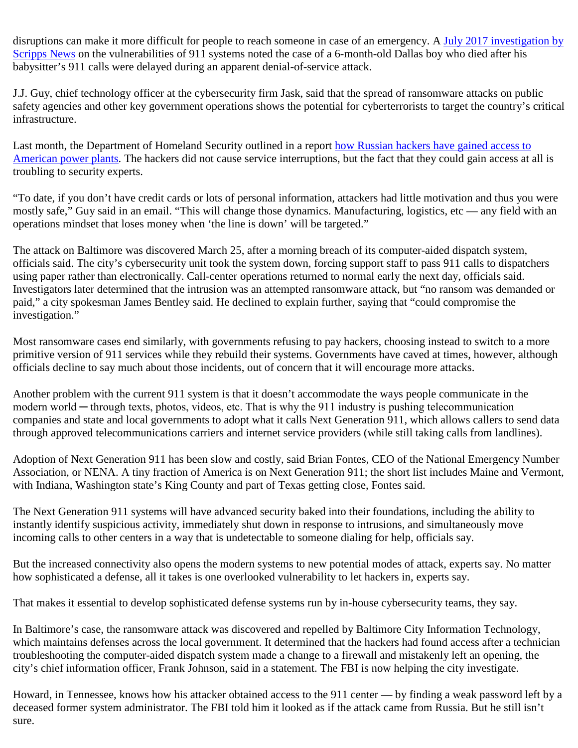disruptions can make it more difficult for people to reach someone in case of an emergency. A [July 2017 investigation by Scripps News](#) on the vulnerabilities of 911 systems noted the case of a 6-month-old Dallas boy who died after his babysitter's 911 calls were delayed during an apparent denial-of-service attack.

J.J. Guy, chief technology officer at the cybersecurity firm Jask, said that the spread of ransomware attacks on public safety agencies and other key government operations shows the potential for cyberterrorists to target the country's critical infrastructure.

Last month, the Department of Homeland Security outlined in a report [how Russian hackers have gained access to American power plants](#). The hackers did not cause service interruptions, but the fact that they could gain access at all is troubling to security experts.

"To date, if you don't have credit cards or lots of personal information, attackers had little motivation and thus you were mostly safe," Guy said in an email. "This will change those dynamics. Manufacturing, logistics, etc — any field with an operations mindset that loses money when 'the line is down' will be targeted."

The attack on Baltimore was discovered March 25, after a morning breach of its computer-aided dispatch system, officials said. The city's cybersecurity unit took the system down, forcing support staff to pass 911 calls to dispatchers using paper rather than electronically. Call-center operations returned to normal early the next day, officials said. Investigators later determined that the intrusion was an attempted ransomware attack, but "no ransom was demanded or paid," a city spokesman James Bentley said. He declined to explain further, saying that "could compromise the investigation."

Most ransomware cases end similarly, with governments refusing to pay hackers, choosing instead to switch to a more primitive version of 911 services while they rebuild their systems. Governments have caved at times, however, although officials decline to say much about those incidents, out of concern that it will encourage more attacks.

Another problem with the current 911 system is that it doesn't accommodate the ways people communicate in the modern world ─ through texts, photos, videos, etc. That is why the 911 industry is pushing telecommunication companies and state and local governments to adopt what it calls Next Generation 911, which allows callers to send data through approved telecommunications carriers and internet service providers (while still taking calls from landlines).

Adoption of Next Generation 911 has been slow and costly, said Brian Fontes, CEO of the National Emergency Number Association, or NENA. A tiny fraction of America is on Next Generation 911; the short list includes Maine and Vermont, with Indiana, Washington state's King County and part of Texas getting close, Fontes said.

The Next Generation 911 systems will have advanced security baked into their foundations, including the ability to instantly identify suspicious activity, immediately shut down in response to intrusions, and simultaneously move incoming calls to other centers in a way that is undetectable to someone dialing for help, officials say.

But the increased connectivity also opens the modern systems to new potential modes of attack, experts say. No matter how sophisticated a defense, all it takes is one overlooked vulnerability to let hackers in, experts say.

That makes it essential to develop sophisticated defense systems run by in-house cybersecurity teams, they say.

In Baltimore's case, the ransomware attack was discovered and repelled by Baltimore City Information Technology, which maintains defenses across the local government. It determined that the hackers had found access after a technician troubleshooting the computer-aided dispatch system made a change to a firewall and mistakenly left an opening, the city's chief information officer, Frank Johnson, said in a statement. The FBI is now helping the city investigate.

Howard, in Tennessee, knows how his attacker obtained access to the 911 center — by finding a weak password left by a deceased former system administrator. The FBI told him it looked as if the attack came from Russia. But he still isn't sure.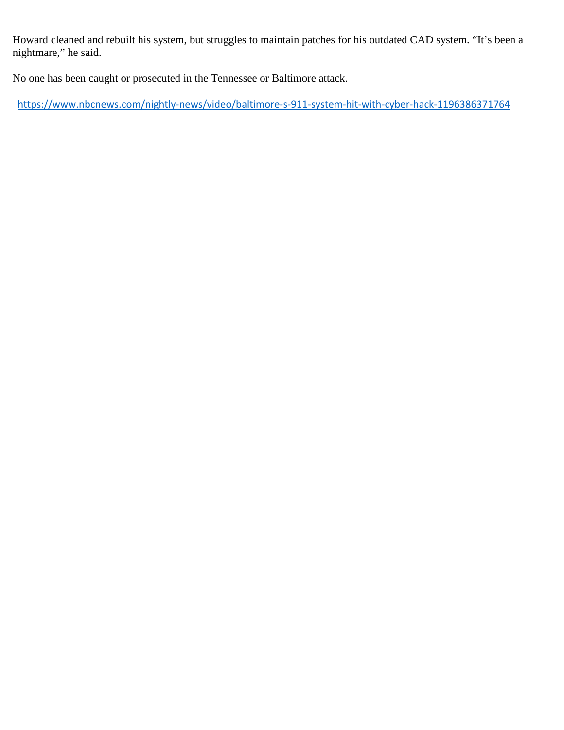Howard cleaned and rebuilt his system, but struggles to maintain patches for his outdated CAD system. “It’s been a nightmare,” he said.

No one has been caught or prosecuted in the Tennessee or Baltimore attack.

https://www.nbcnews.com/nightly-news/video/baltimore-s-911-system-hit-with-cyber-hack-1196386371764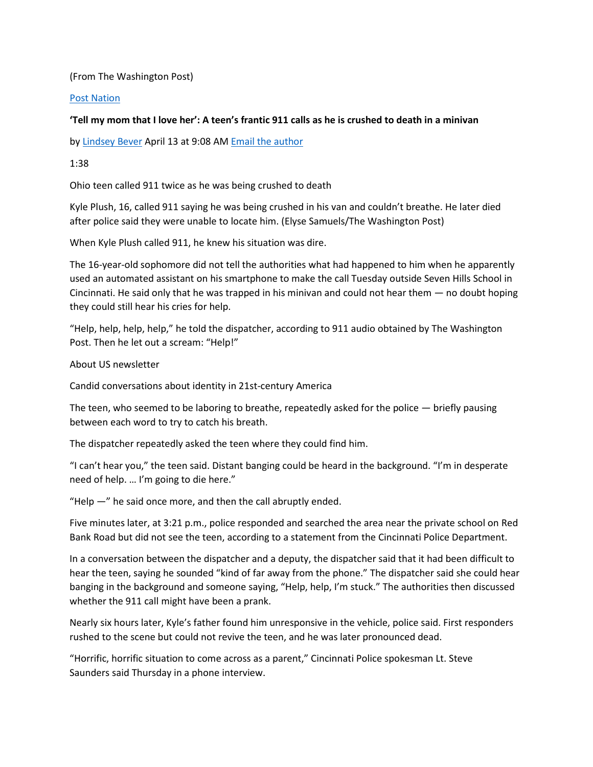(From The Washington Post)

Post Nation

**'Tell my mom that I love her': A teen's frantic 911 calls as he is crushed to death in a minivan**

by Lindsey Bever April 13 at 9:08 AM Email the author

1:38

Ohio teen called 911 twice as he was being crushed to death

Kyle Plush, 16, called 911 saying he was being crushed in his van and couldn't breathe. He later died after police said they were unable to locate him. (Elyse Samuels/The Washington Post)

When Kyle Plush called 911, he knew his situation was dire.

The 16-year-old sophomore did not tell the authorities what had happened to him when he apparently used an automated assistant on his smartphone to make the call Tuesday outside Seven Hills School in Cincinnati. He said only that he was trapped in his minivan and could not hear them — no doubt hoping they could still hear his cries for help.

"Help, help, help, help," he told the dispatcher, according to 911 audio obtained by The Washington Post. Then he let out a scream: "Help!"

About US newsletter

Candid conversations about identity in 21st-century America

The teen, who seemed to be laboring to breathe, repeatedly asked for the police — briefly pausing between each word to try to catch his breath.

The dispatcher repeatedly asked the teen where they could find him.

"I can't hear you," the teen said. Distant banging could be heard in the background. "I'm in desperate need of help. … I'm going to die here."

"Help —" he said once more, and then the call abruptly ended.

Five minutes later, at 3:21 p.m., police responded and searched the area near the private school on Red Bank Road but did not see the teen, according to a statement from the Cincinnati Police Department.

In a conversation between the dispatcher and a deputy, the dispatcher said that it had been difficult to hear the teen, saying he sounded "kind of far away from the phone." The dispatcher said she could hear banging in the background and someone saying, "Help, help, I'm stuck." The authorities then discussed whether the 911 call might have been a prank.

Nearly six hours later, Kyle's father found him unresponsive in the vehicle, police said. First responders rushed to the scene but could not revive the teen, and he was later pronounced dead.

"Horrific, horrific situation to come across as a parent," Cincinnati Police spokesman Lt. Steve Saunders said Thursday in a phone interview.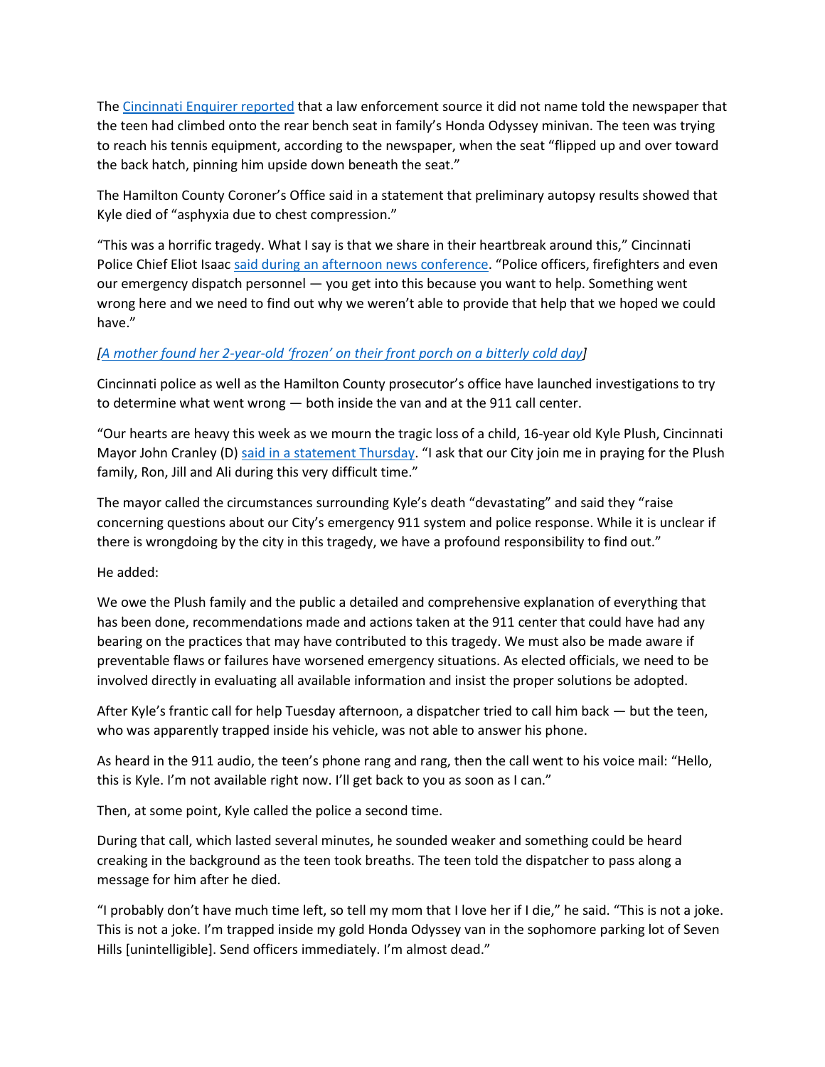The Cincinnati Enquirer reported that a law enforcement source it did not name told the newspaper that the teen had climbed onto the rear bench seat in family's Honda Odyssey minivan. The teen was trying to reach his tennis equipment, according to the newspaper, when the seat "flipped up and over toward the back hatch, pinning him upside down beneath the seat."

The Hamilton County Coroner's Office said in a statement that preliminary autopsy results showed that Kyle died of "asphyxia due to chest compression."

"This was a horrific tragedy. What I say is that we share in their heartbreak around this," Cincinnati Police Chief Eliot Isaac said during an afternoon news conference. "Police officers, firefighters and even our emergency dispatch personnel — you get into this because you want to help. Something went wrong here and we need to find out why we weren't able to provide that help that we hoped we could have."

*[A mother found her 2-year-old 'frozen' on their front porch on a bitterly cold day]*

Cincinnati police as well as the Hamilton County prosecutor's office have launched investigations to try to determine what went wrong — both inside the van and at the 911 call center.

"Our hearts are heavy this week as we mourn the tragic loss of a child, 16-year old Kyle Plush, Cincinnati Mayor John Cranley (D) said in a statement Thursday. "I ask that our City join me in praying for the Plush family, Ron, Jill and Ali during this very difficult time."

The mayor called the circumstances surrounding Kyle's death "devastating" and said they "raise concerning questions about our City's emergency 911 system and police response. While it is unclear if there is wrongdoing by the city in this tragedy, we have a profound responsibility to find out."

He added:

We owe the Plush family and the public a detailed and comprehensive explanation of everything that has been done, recommendations made and actions taken at the 911 center that could have had any bearing on the practices that may have contributed to this tragedy. We must also be made aware if preventable flaws or failures have worsened emergency situations. As elected officials, we need to be involved directly in evaluating all available information and insist the proper solutions be adopted.

After Kyle's frantic call for help Tuesday afternoon, a dispatcher tried to call him back — but the teen, who was apparently trapped inside his vehicle, was not able to answer his phone.

As heard in the 911 audio, the teen's phone rang and rang, then the call went to his voice mail: "Hello, this is Kyle. I'm not available right now. I'll get back to you as soon as I can."

Then, at some point, Kyle called the police a second time.

During that call, which lasted several minutes, he sounded weaker and something could be heard creaking in the background as the teen took breaths. The teen told the dispatcher to pass along a message for him after he died.

"I probably don't have much time left, so tell my mom that I love her if I die," he said. "This is not a joke. This is not a joke. I'm trapped inside my gold Honda Odyssey van in the sophomore parking lot of Seven Hills [unintelligible]. Send officers immediately. I'm almost dead."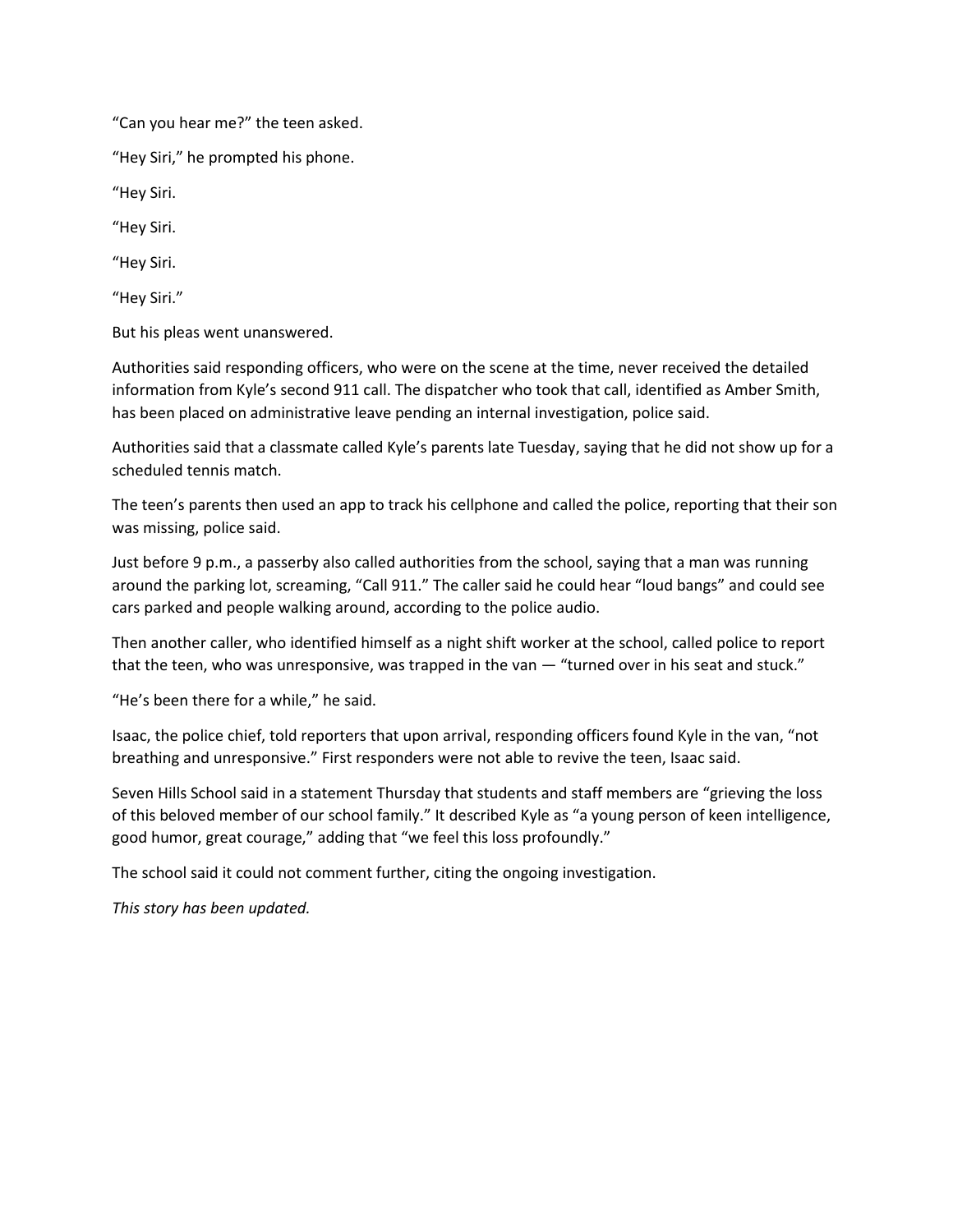"Can you hear me?" the teen asked.

"Hey Siri," he prompted his phone.

"Hey Siri.

"Hey Siri.

"Hey Siri.

"Hey Siri."

But his pleas went unanswered.

Authorities said responding officers, who were on the scene at the time, never received the detailed information from Kyle's second 911 call. The dispatcher who took that call, identified as Amber Smith, has been placed on administrative leave pending an internal investigation, police said.

Authorities said that a classmate called Kyle's parents late Tuesday, saying that he did not show up for a scheduled tennis match.

The teen's parents then used an app to track his cellphone and called the police, reporting that their son was missing, police said.

Just before 9 p.m., a passerby also called authorities from the school, saying that a man was running around the parking lot, screaming, "Call 911." The caller said he could hear "loud bangs" and could see cars parked and people walking around, according to the police audio.

Then another caller, who identified himself as a night shift worker at the school, called police to report that the teen, who was unresponsive, was trapped in the van — "turned over in his seat and stuck."

"He's been there for a while," he said.

Isaac, the police chief, told reporters that upon arrival, responding officers found Kyle in the van, "not breathing and unresponsive." First responders were not able to revive the teen, Isaac said.

Seven Hills School said in a statement Thursday that students and staff members are "grieving the loss of this beloved member of our school family." It described Kyle as "a young person of keen intelligence, good humor, great courage," adding that "we feel this loss profoundly."

The school said it could not comment further, citing the ongoing investigation.

*This story has been updated.*